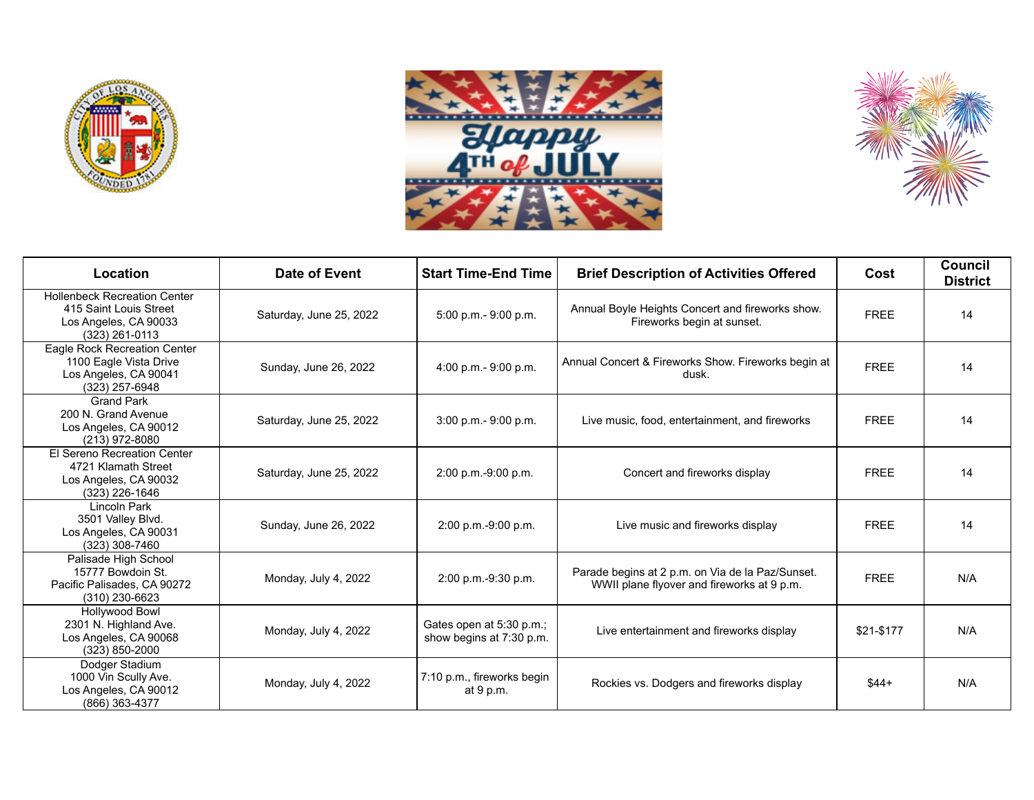Happy 4th of July

| Location | Date of Event | Start Time-End Time | Brief Description of Activities Offered | Cost | Council District |
|---|---|---|---|---|---|
| Hollenbeck Recreation Center<br>415 Saint Louis Street<br>Los Angeles, CA 90033<br>(323) 261-0113 | Saturday, June 25, 2022 | 5:00 p.m.- 9:00 p.m. | Annual Boyle Heights Concert and fireworks show. Fireworks begin at sunset. | FREE | 14 |
| Eagle Rock Recreation Center<br>1100 Eagle Vista Drive<br>Los Angeles, CA 90041<br>(323) 257-6948 | Sunday, June 26, 2022 | 4:00 p.m.- 9:00 p.m. | Annual Concert & Fireworks Show. Fireworks begin at dusk. | FREE | 14 |
| Grand Park<br>200 N. Grand Avenue<br>Los Angeles, CA 90012<br>(213) 972-8080 | Saturday, June 25, 2022 | 3:00 p.m.- 9:00 p.m. | Live music, food, entertainment, and fireworks | FREE | 14 |
| El Sereno Recreation Center<br>4721 Klamath Street<br>Los Angeles, CA 90032<br>(323) 226-1646 | Saturday, June 25, 2022 | 2:00 p.m.-9:00 p.m. | Concert and fireworks display | FREE | 14 |
| Lincoln Park<br>3501 Valley Blvd.<br>Los Angeles, CA 90031<br>(323) 308-7460 | Sunday, June 26, 2022 | 2:00 p.m.-9:00 p.m. | Live music and fireworks display | FREE | 14 |
| Palisade High School<br>15777 Bowdoin St.<br>Pacific Palisades, CA 90272<br>(310) 230-6623 | Monday, July 4, 2022 | 2:00 p.m.-9:30 p.m. | Parade begins at 2 p.m. on Via de la Paz/Sunset. WWII plane flyover and fireworks at 9 p.m. | FREE | N/A |
| Hollywood Bowl<br>2301 N. Highland Ave.<br>Los Angeles, CA 90068<br>(323) 850-2000 | Monday, July 4, 2022 | Gates open at 5:30 p.m.; show begins at 7:30 p.m. | Live entertainment and fireworks display | $21-$177 | N/A |
| Dodger Stadium<br>1000 Vin Scully Ave.<br>Los Angeles, CA 90012<br>(866) 363-4377 | Monday, July 4, 2022 | 7:10 p.m., fireworks begin at 9 p.m. | Rockies vs. Dodgers and fireworks display | $44+ | N/A |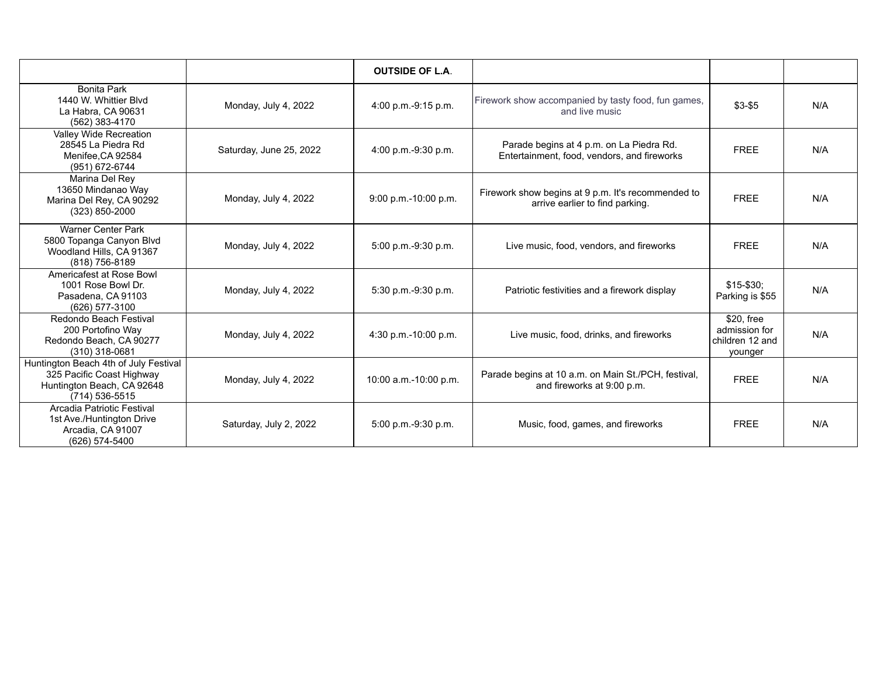| | | OUTSIDE OF L.A. | | | |
|---|---|---|---|---|---|
| Bonita Park<br>1440 W. Whittier Blvd<br>La Habra, CA 90631<br>(562) 383-4170 | Monday, July 4, 2022 | 4:00 p.m.-9:15 p.m. | Firework show accompanied by tasty food, fun games, and live music | $3-$5 | N/A |
| Valley Wide Recreation<br>28545 La Piedra Rd<br>Menifee,CA 92584<br>(951) 672-6744 | Saturday, June 25, 2022 | 4:00 p.m.-9:30 p.m. | Parade begins at 4 p.m. on La Piedra Rd. Entertainment, food, vendors, and fireworks | FREE | N/A |
| Marina Del Rey<br>13650 Mindanao Way<br>Marina Del Rey, CA 90292<br>(323) 850-2000 | Monday, July 4, 2022 | 9:00 p.m.-10:00 p.m. | Firework show begins at 9 p.m. It's recommended to arrive earlier to find parking. | FREE | N/A |
| Warner Center Park<br>5800 Topanga Canyon Blvd<br>Woodland Hills, CA 91367<br>(818) 756-8189 | Monday, July 4, 2022 | 5:00 p.m.-9:30 p.m. | Live music, food, vendors, and fireworks | FREE | N/A |
| Americafest at Rose Bowl<br>1001 Rose Bowl Dr.<br>Pasadena, CA 91103<br>(626) 577-3100 | Monday, July 4, 2022 | 5:30 p.m.-9:30 p.m. | Patriotic festivities and a firework display | $15-$30; Parking is $55 | N/A |
| Redondo Beach Festival<br>200 Portofino Way<br>Redondo Beach, CA 90277<br>(310) 318-0681 | Monday, July 4, 2022 | 4:30 p.m.-10:00 p.m. | Live music, food, drinks, and fireworks | $20, free admission for children 12 and younger | N/A |
| Huntington Beach 4th of July Festival<br>325 Pacific Coast Highway<br>Huntington Beach, CA 92648<br>(714) 536-5515 | Monday, July 4, 2022 | 10:00 a.m.-10:00 p.m. | Parade begins at 10 a.m. on Main St./PCH, festival, and fireworks at 9:00 p.m. | FREE | N/A |
| Arcadia Patriotic Festival<br>1st Ave./Huntington Drive<br>Arcadia, CA 91007<br>(626) 574-5400 | Saturday, July 2, 2022 | 5:00 p.m.-9:30 p.m. | Music, food, games, and fireworks | FREE | N/A |